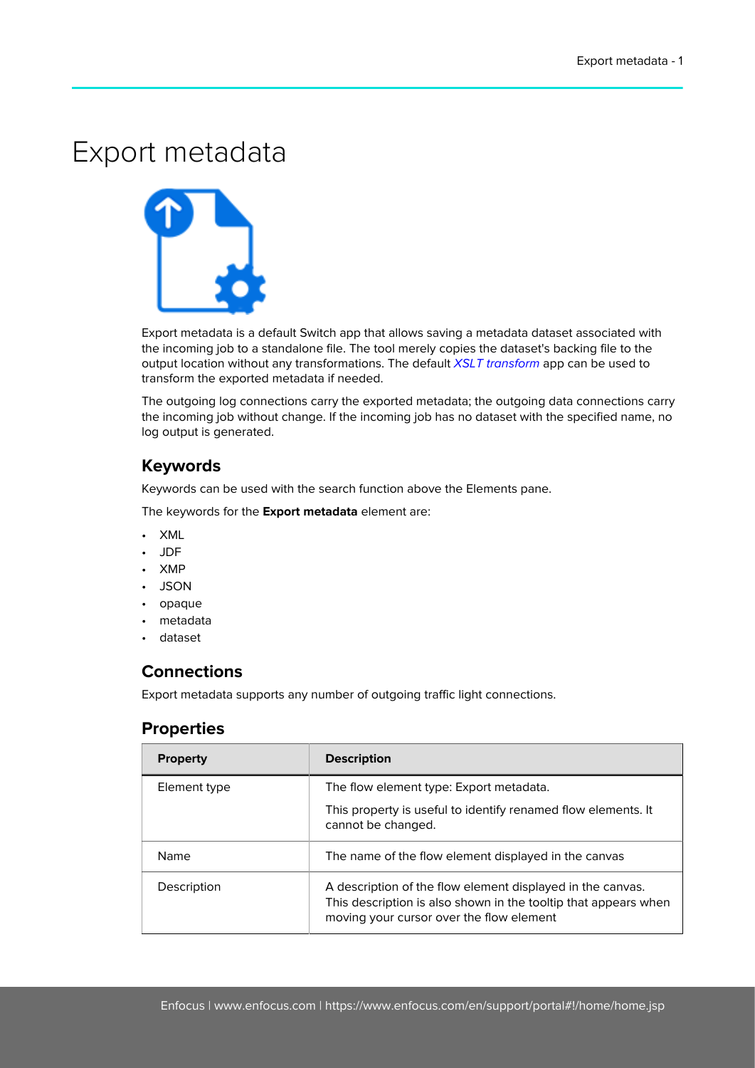# Export metadata

Export metadata is a default Switch app that allows saving a metadata dataset associated with the incoming job to a standalone file. The tool merely copies the dataset's backing file to the output location without any transformations. The default *XSLT transform* app can be used to transform the exported metadata if needed.

The outgoing log connections carry the exported metadata; the outgoing data connections carry the incoming job without change. If the incoming job has no dataset with the specified name, no log output is generated.

## Keywords

Keywords can be used with the search function above the Elements pane.

The keywords for the **Export metadata** element are:

- XML
- JDF
- XMP
- JSON
- opaque
- metadata
- dataset

## Connections

Export metadata supports any number of outgoing traffic light connections.

## Properties

| Property | Description |
| --- | --- |
| Element type | The flow element type: Export metadata.<br><br>This property is useful to identify renamed flow elements. It cannot be changed. |
| Name | The name of the flow element displayed in the canvas |
| Description | A description of the flow element displayed in the canvas. This description is also shown in the tooltip that appears when moving your cursor over the flow element |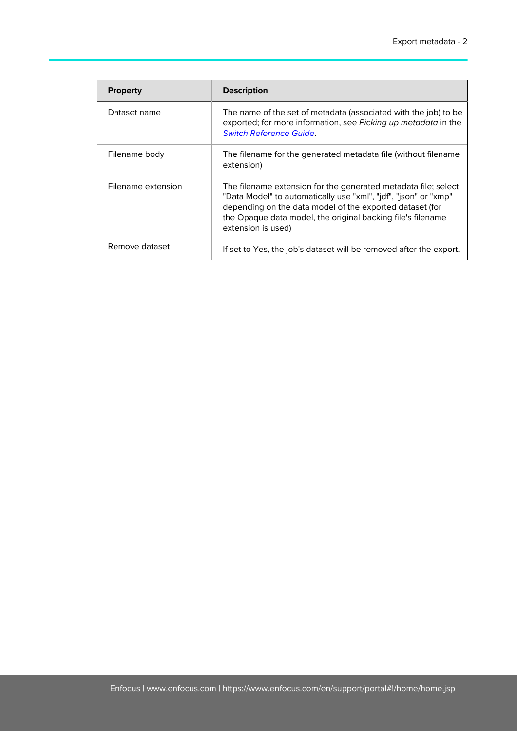| Property | Description |
|---|---|
| Dataset name | The name of the set of metadata (associated with the job) to be exported; for more information, see *Picking up metadata* in the *Switch Reference Guide*. |
| Filename body | The filename for the generated metadata file (without filename extension) |
| Filename extension | The filename extension for the generated metadata file; select "Data Model" to automatically use "xml", "jdf", "json" or "xmp" depending on the data model of the exported dataset (for the Opaque data model, the original backing file's filename extension is used) |
| Remove dataset | If set to Yes, the job's dataset will be removed after the export. |